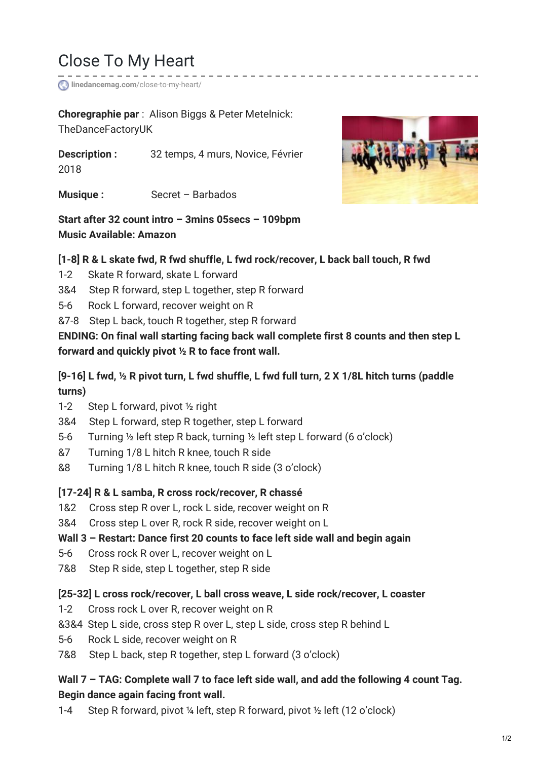# Close To My Heart

linedancemag.com/close-to-my-heart/

**Choregraphie par** : Alison Biggs & Peter Metelnick: TheDanceFactoryUK

**Description :** 32 temps, 4 murs, Novice, Février 2018

**Musique :** Secret – Barbados

**Start after 32 count intro – 3mins 05secs – 109bpm**
**Music Available: Amazon**

**[1-8] R & L skate fwd, R fwd shuffle, L fwd rock/recover, L back ball touch, R fwd**

1-2 Skate R forward, skate L forward
3&4 Step R forward, step L together, step R forward
5-6 Rock L forward, recover weight on R
&7-8 Step L back, touch R together, step R forward

**ENDING: On final wall starting facing back wall complete first 8 counts and then step L forward and quickly pivot ½ R to face front wall.**

**[9-16] L fwd, ½ R pivot turn, L fwd shuffle, L fwd full turn, 2 X 1/8L hitch turns (paddle turns)**

1-2 Step L forward, pivot ½ right
3&4 Step L forward, step R together, step L forward
5-6 Turning ½ left step R back, turning ½ left step L forward (6 o'clock)
&7 Turning 1/8 L hitch R knee, touch R side
&8 Turning 1/8 L hitch R knee, touch R side (3 o'clock)

**[17-24] R & L samba, R cross rock/recover, R chassé**

1&2 Cross step R over L, rock L side, recover weight on R
3&4 Cross step L over R, rock R side, recover weight on L

**Wall 3 – Restart: Dance first 20 counts to face left side wall and begin again**

5-6 Cross rock R over L, recover weight on L
7&8 Step R side, step L together, step R side

**[25-32] L cross rock/recover, L ball cross weave, L side rock/recover, L coaster**

1-2 Cross rock L over R, recover weight on R
&3&4 Step L side, cross step R over L, step L side, cross step R behind L
5-6 Rock L side, recover weight on R
7&8 Step L back, step R together, step L forward (3 o'clock)

**Wall 7 – TAG: Complete wall 7 to face left side wall, and add the following 4 count Tag. Begin dance again facing front wall.**

1-4 Step R forward, pivot ¼ left, step R forward, pivot ½ left (12 o'clock)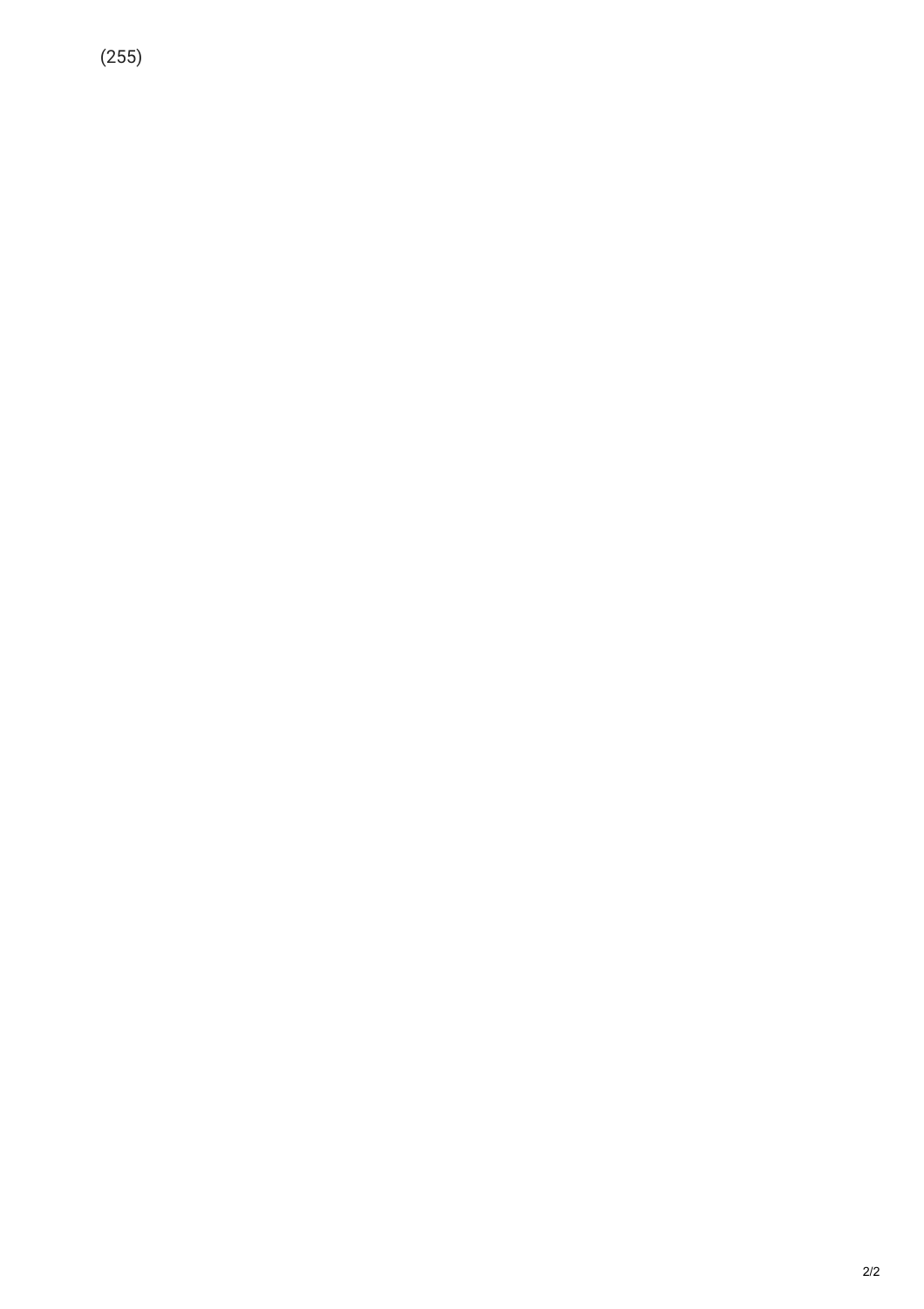(255)